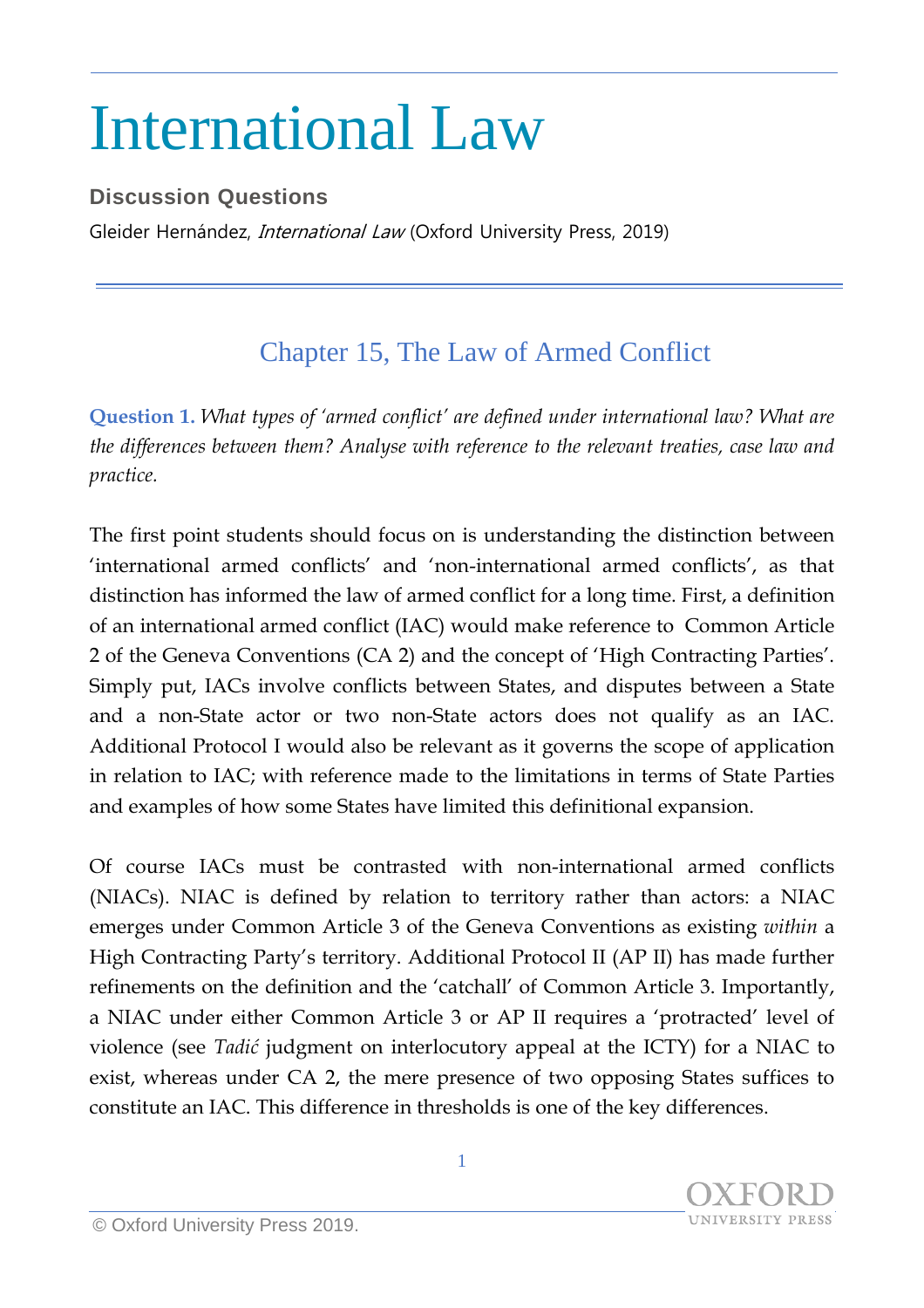# International Law

**Discussion Questions**

Gleider Hernández, *International Law* (Oxford University Press, 2019)

## Chapter 15, The Law of Armed Conflict

**Question 1.** *What types of 'armed conflict' are defined under international law? What are the differences between them? Analyse with reference to the relevant treaties, case law and practice.*

The first point students should focus on is understanding the distinction between 'international armed conflicts' and 'non-international armed conflicts', as that distinction has informed the law of armed conflict for a long time. First, a definition of an international armed conflict (IAC) would make reference to Common Article 2 of the Geneva Conventions (CA 2) and the concept of 'High Contracting Parties'. Simply put, IACs involve conflicts between States, and disputes between a State and a non-State actor or two non-State actors does not qualify as an IAC. Additional Protocol I would also be relevant as it governs the scope of application in relation to IAC; with reference made to the limitations in terms of State Parties and examples of how some States have limited this definitional expansion.

Of course IACs must be contrasted with non-international armed conflicts (NIACs). NIAC is defined by relation to territory rather than actors: a NIAC emerges under Common Article 3 of the Geneva Conventions as existing *within* a High Contracting Party's territory. Additional Protocol II (AP II) has made further refinements on the definition and the 'catchall' of Common Article 3. Importantly, a NIAC under either Common Article 3 or AP II requires a 'protracted' level of violence (see *Tadić* judgment on interlocutory appeal at the ICTY) for a NIAC to exist, whereas under CA 2, the mere presence of two opposing States suffices to constitute an IAC. This difference in thresholds is one of the key differences.

© Oxford University Press 2019.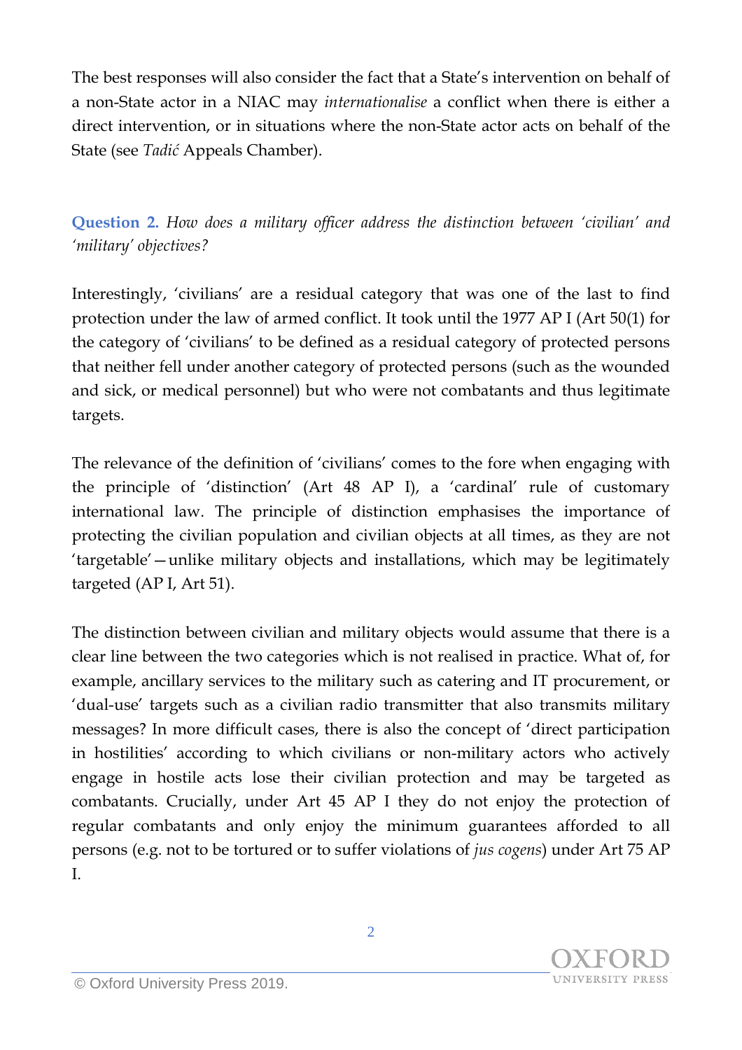The best responses will also consider the fact that a State's intervention on behalf of a non-State actor in a NIAC may *internationalise* a conflict when there is either a direct intervention, or in situations where the non-State actor acts on behalf of the State (see *Tadić* Appeals Chamber).

**Question 2.** *How does a military officer address the distinction between 'civilian' and 'military' objectives?*

Interestingly, 'civilians' are a residual category that was one of the last to find protection under the law of armed conflict. It took until the 1977 AP I (Art 50(1) for the category of 'civilians' to be defined as a residual category of protected persons that neither fell under another category of protected persons (such as the wounded and sick, or medical personnel) but who were not combatants and thus legitimate targets.

The relevance of the definition of 'civilians' comes to the fore when engaging with the principle of 'distinction' (Art 48 AP I), a 'cardinal' rule of customary international law. The principle of distinction emphasises the importance of protecting the civilian population and civilian objects at all times, as they are not 'targetable'—unlike military objects and installations, which may be legitimately targeted (AP I, Art 51).

The distinction between civilian and military objects would assume that there is a clear line between the two categories which is not realised in practice. What of, for example, ancillary services to the military such as catering and IT procurement, or 'dual-use' targets such as a civilian radio transmitter that also transmits military messages? In more difficult cases, there is also the concept of 'direct participation in hostilities' according to which civilians or non-military actors who actively engage in hostile acts lose their civilian protection and may be targeted as combatants. Crucially, under Art 45 AP I they do not enjoy the protection of regular combatants and only enjoy the minimum guarantees afforded to all persons (e.g. not to be tortured or to suffer violations of *jus cogens*) under Art 75 AP I.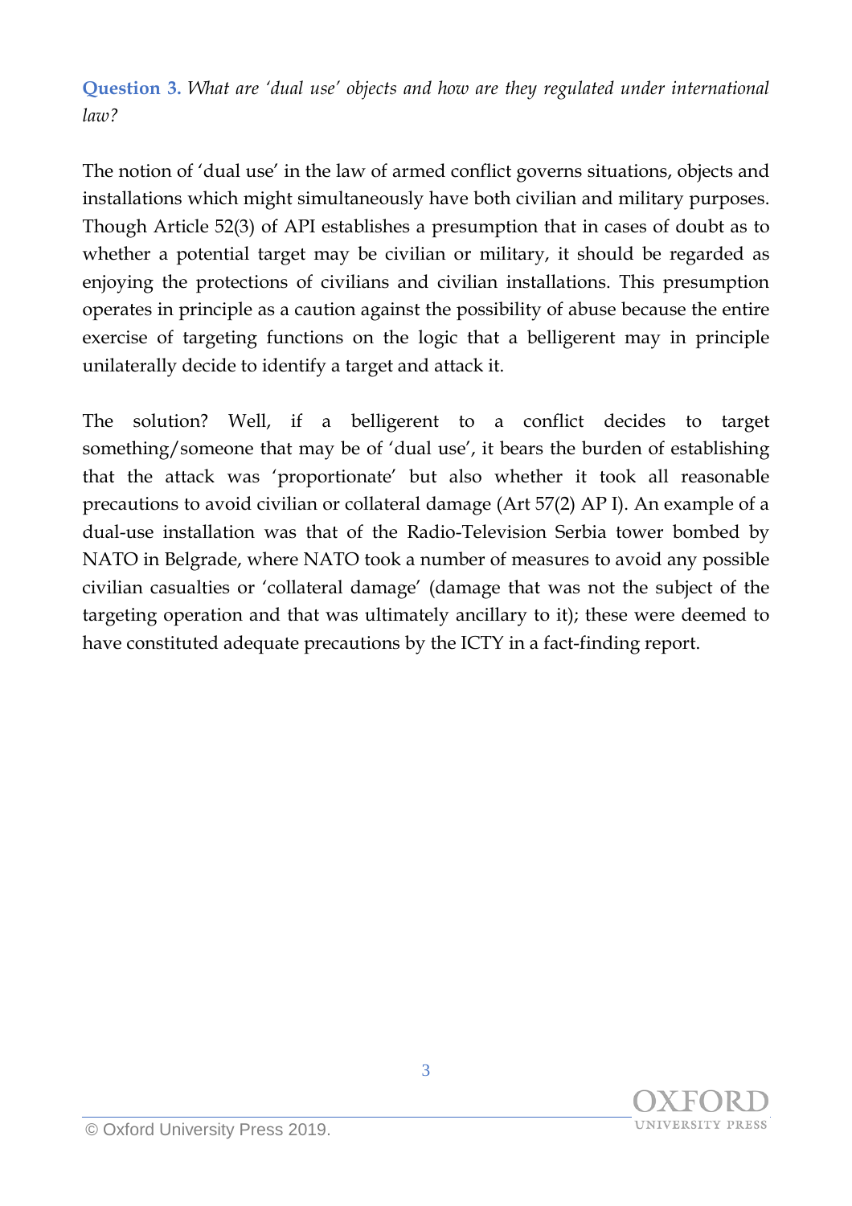**Question 3.** *What are 'dual use' objects and how are they regulated under international law?*

The notion of 'dual use' in the law of armed conflict governs situations, objects and installations which might simultaneously have both civilian and military purposes. Though Article 52(3) of API establishes a presumption that in cases of doubt as to whether a potential target may be civilian or military, it should be regarded as enjoying the protections of civilians and civilian installations. This presumption operates in principle as a caution against the possibility of abuse because the entire exercise of targeting functions on the logic that a belligerent may in principle unilaterally decide to identify a target and attack it.

The solution? Well, if a belligerent to a conflict decides to target something/someone that may be of 'dual use', it bears the burden of establishing that the attack was 'proportionate' but also whether it took all reasonable precautions to avoid civilian or collateral damage (Art 57(2) AP I). An example of a dual-use installation was that of the Radio-Television Serbia tower bombed by NATO in Belgrade, where NATO took a number of measures to avoid any possible civilian casualties or 'collateral damage' (damage that was not the subject of the targeting operation and that was ultimately ancillary to it); these were deemed to have constituted adequate precautions by the ICTY in a fact-finding report.